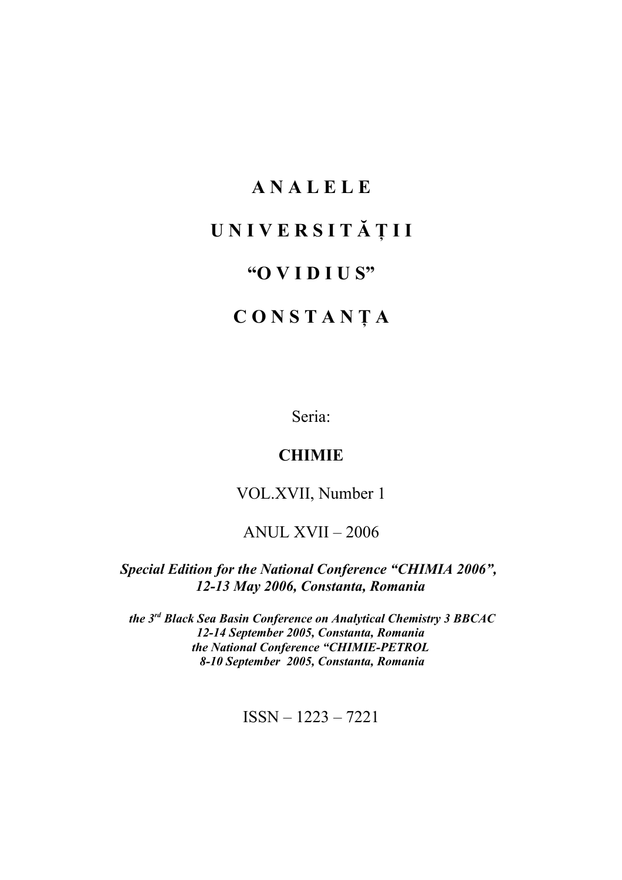# A N A L E L E

# U N I V E R S I T Ă Ț I I

# "O V I D I U S"

# C O N S T A N Ț A

Seria:

**CHIMIE**

VOL.XVII, Number 1

ANUL XVII – 2006

***Special Edition for the National Conference "CHIMIA 2006", 12-13 May 2006, Constanta, Romania***

***the 3rd Black Sea Basin Conference on Analytical Chemistry 3 BBCAC***
***12-14 September 2005, Constanta, Romania***
***the National Conference "CHIMIE-PETROL***
***8-10 September 2005, Constanta, Romania***

ISSN – 1223 – 7221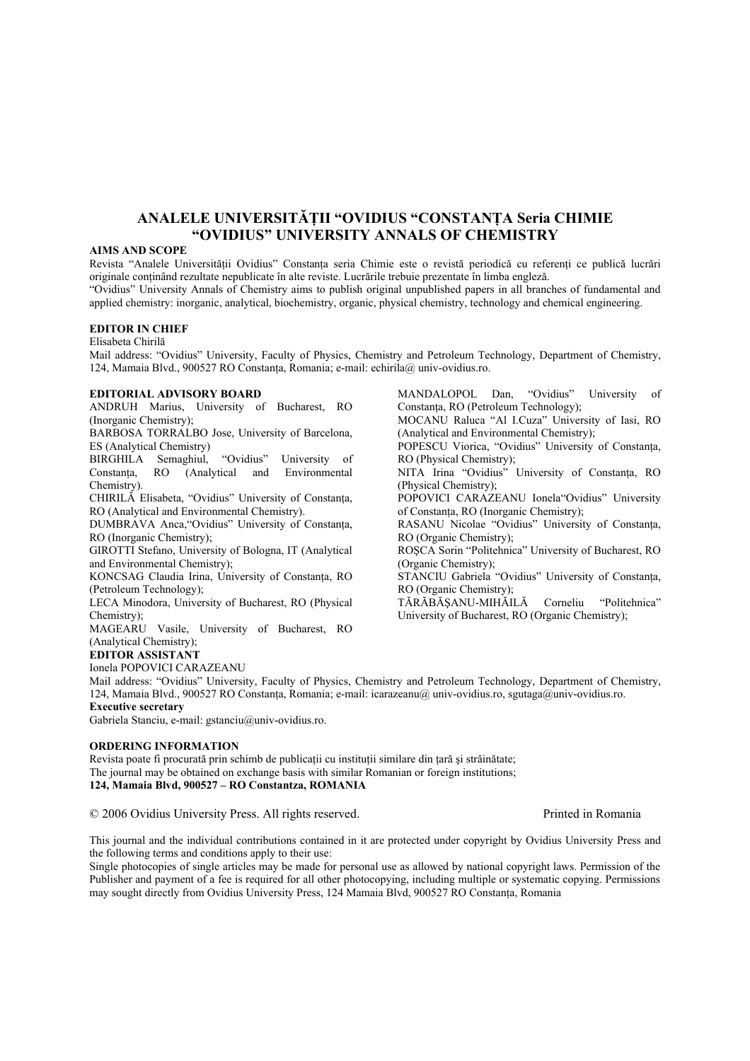# ANALELE UNIVERSITĂȚII "OVIDIUS "CONSTANȚA Seria CHIMIE
# "OVIDIUS" UNIVERSITY ANNALS OF CHEMISTRY

**AIMS AND SCOPE**

Revista "Analele Universității Ovidius" Constanța seria Chimie este o revistă periodică cu referenți ce publică lucrări originale conținând rezultate nepublicate în alte reviste. Lucrările trebuie prezentate în limba engleză.

"Ovidius" University Annals of Chemistry aims to publish original unpublished papers in all branches of fundamental and applied chemistry: inorganic, analytical, biochemistry, organic, physical chemistry, technology and chemical engineering.

**EDITOR IN CHIEF**

Elisabeta Chirilă

Mail address: "Ovidius" University, Faculty of Physics, Chemistry and Petroleum Technology, Department of Chemistry, 124, Mamaia Blvd., 900527 RO Constanța, Romania; e-mail: echirila@ univ-ovidius.ro.

**EDITORIAL ADVISORY BOARD**

ANDRUH Marius, University of Bucharest, RO (Inorganic Chemistry);
BARBOSA TORRALBO Jose, University of Barcelona, ES (Analytical Chemistry)
BIRGHILA Semaghiul, "Ovidius" University of Constanța, RO (Analytical and Environmental Chemistry).
CHIRILĂ Elisabeta, "Ovidius" University of Constanța, RO (Analytical and Environmental Chemistry).
DUMBRAVA Anca,"Ovidius" University of Constanța, RO (Inorganic Chemistry);
GIROTTI Stefano, University of Bologna, IT (Analytical and Environmental Chemistry);
KONCSAG Claudia Irina, University of Constanța, RO (Petroleum Technology);
LECA Minodora, University of Bucharest, RO (Physical Chemistry);
MAGEARU Vasile, University of Bucharest, RO (Analytical Chemistry);
MANDALOPOL Dan, "Ovidius" University of Constanța, RO (Petroleum Technology);
MOCANU Raluca "Al I.Cuza" University of Iasi, RO (Analytical and Environmental Chemistry);
POPESCU Viorica, "Ovidius" University of Constanța, RO (Physical Chemistry);
NITA Irina "Ovidius" University of Constanța, RO (Physical Chemistry);
POPOVICI CARAZEANU Ionela"Ovidius" University of Constanța, RO (Inorganic Chemistry);
RASANU Nicolae "Ovidius" University of Constanța, RO (Organic Chemistry);
ROŞCA Sorin "Politehnica" University of Bucharest, RO (Organic Chemistry);
STANCIU Gabriela "Ovidius" University of Constanța, RO (Organic Chemistry);
TĂRĂBĂŞANU-MIHĂILĂ Corneliu "Politehnica" University of Bucharest, RO (Organic Chemistry);

**EDITOR ASSISTANT**

Ionela POPOVICI CARAZEANU

Mail address: "Ovidius" University, Faculty of Physics, Chemistry and Petroleum Technology, Department of Chemistry, 124, Mamaia Blvd., 900527 RO Constanța, Romania; e-mail: icarazeanu@ univ-ovidius.ro, sgutaga@univ-ovidius.ro.

**Executive secretary**

Gabriela Stanciu, e-mail: gstanciu@univ-ovidius.ro.

**ORDERING INFORMATION**

Revista poate fi procurată prin schimb de publicații cu instituții similare din țară și străinătate;
The journal may be obtained on exchange basis with similar Romanian or foreign institutions;
**124, Mamaia Blvd, 900527 – RO Constantza, ROMANIA**

© 2006 Ovidius University Press. All rights reserved. Printed in Romania

This journal and the individual contributions contained in it are protected under copyright by Ovidius University Press and the following terms and conditions apply to their use:

Single photocopies of single articles may be made for personal use as allowed by national copyright laws. Permission of the Publisher and payment of a fee is required for all other photocopying, including multiple or systematic copying. Permissions may sought directly from Ovidius University Press, 124 Mamaia Blvd, 900527 RO Constanța, Romania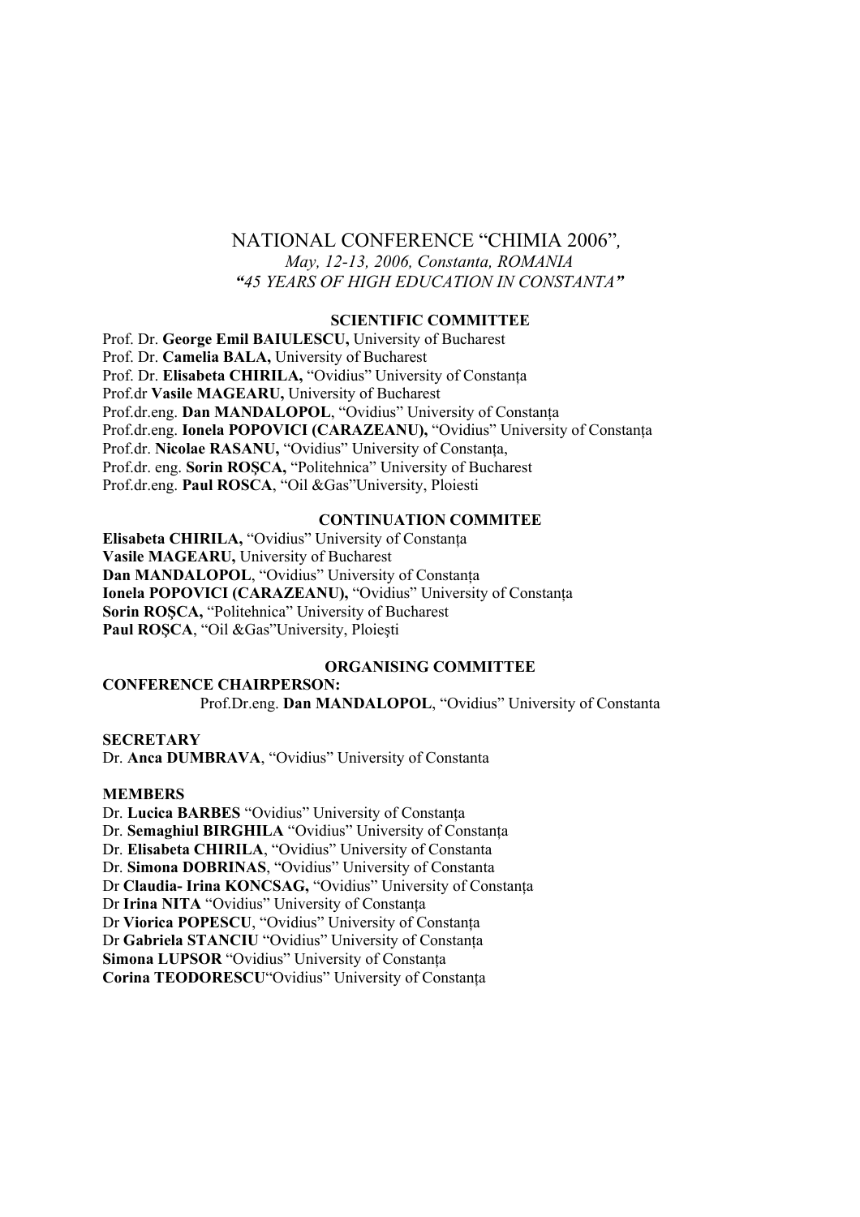# NATIONAL CONFERENCE "CHIMIA 2006",

*May, 12-13, 2006, Constanta, ROMANIA*

***"45 YEARS OF HIGH EDUCATION IN CONSTANTA"***

### SCIENTIFIC COMMITTEE

Prof. Dr. **George Emil BAIULESCU,** University of Bucharest
Prof. Dr. **Camelia BALA,** University of Bucharest
Prof. Dr. **Elisabeta CHIRILA,** "Ovidius" University of Constanța
Prof.dr **Vasile MAGEARU,** University of Bucharest
Prof.dr.eng. **Dan MANDALOPOL**, "Ovidius" University of Constanța
Prof.dr.eng. **Ionela POPOVICI (CARAZEANU),** "Ovidius" University of Constanța
Prof.dr. **Nicolae RASANU,** "Ovidius" University of Constanța,
Prof.dr. eng. **Sorin ROȘCA,** "Politehnica" University of Bucharest
Prof.dr.eng. **Paul ROSCA**, "Oil &Gas"University, Ploiesti

### CONTINUATION COMMITEE

**Elisabeta CHIRILA,** "Ovidius" University of Constanța
**Vasile MAGEARU,** University of Bucharest
**Dan MANDALOPOL**, "Ovidius" University of Constanța
**Ionela POPOVICI (CARAZEANU),** "Ovidius" University of Constanța
**Sorin ROȘCA,** "Politehnica" University of Bucharest
**Paul ROȘCA**, "Oil &Gas"University, Ploiești

### ORGANISING COMMITTEE

**CONFERENCE CHAIRPERSON:**
Prof.Dr.eng. **Dan MANDALOPOL**, "Ovidius" University of Constanta

**SECRETARY**
Dr. **Anca DUMBRAVA**, "Ovidius" University of Constanta

**MEMBERS**
Dr. **Lucica BARBES** "Ovidius" University of Constanța
Dr. **Semaghiul BIRGHILA** "Ovidius" University of Constanța
Dr. **Elisabeta CHIRILA**, "Ovidius" University of Constanta
Dr. **Simona DOBRINAS**, "Ovidius" University of Constanta
Dr **Claudia- Irina KONCSAG,** "Ovidius" University of Constanța
Dr **Irina NITA** "Ovidius" University of Constanța
Dr **Viorica POPESCU**, "Ovidius" University of Constanța
Dr **Gabriela STANCIU** "Ovidius" University of Constanța
**Simona LUPSOR** "Ovidius" University of Constanța
**Corina TEODORESCU**"Ovidius" University of Constanța